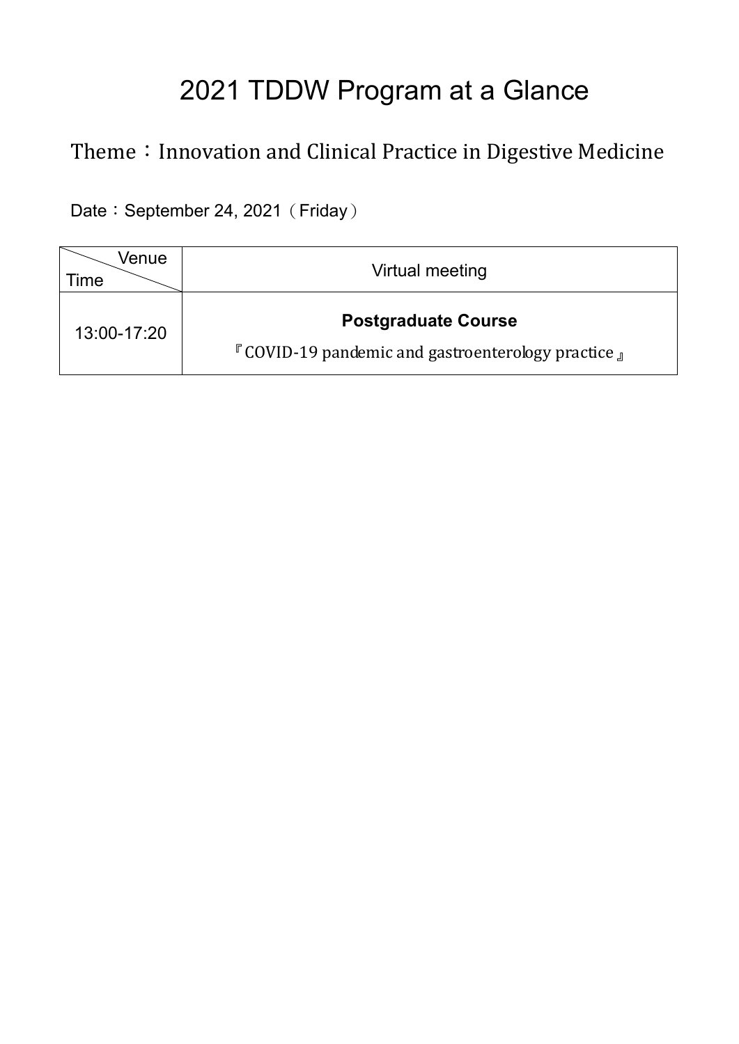# 2021 TDDW Program at a Glance

## Theme：Innovation and Clinical Practice in Digestive Medicine

Date：September 24, 2021（Friday）

| Venue / Time | Virtual meeting |
|---|---|
| 13:00-17:20 | **Postgraduate Course**<br>『COVID-19 pandemic and gastroenterology practice』 |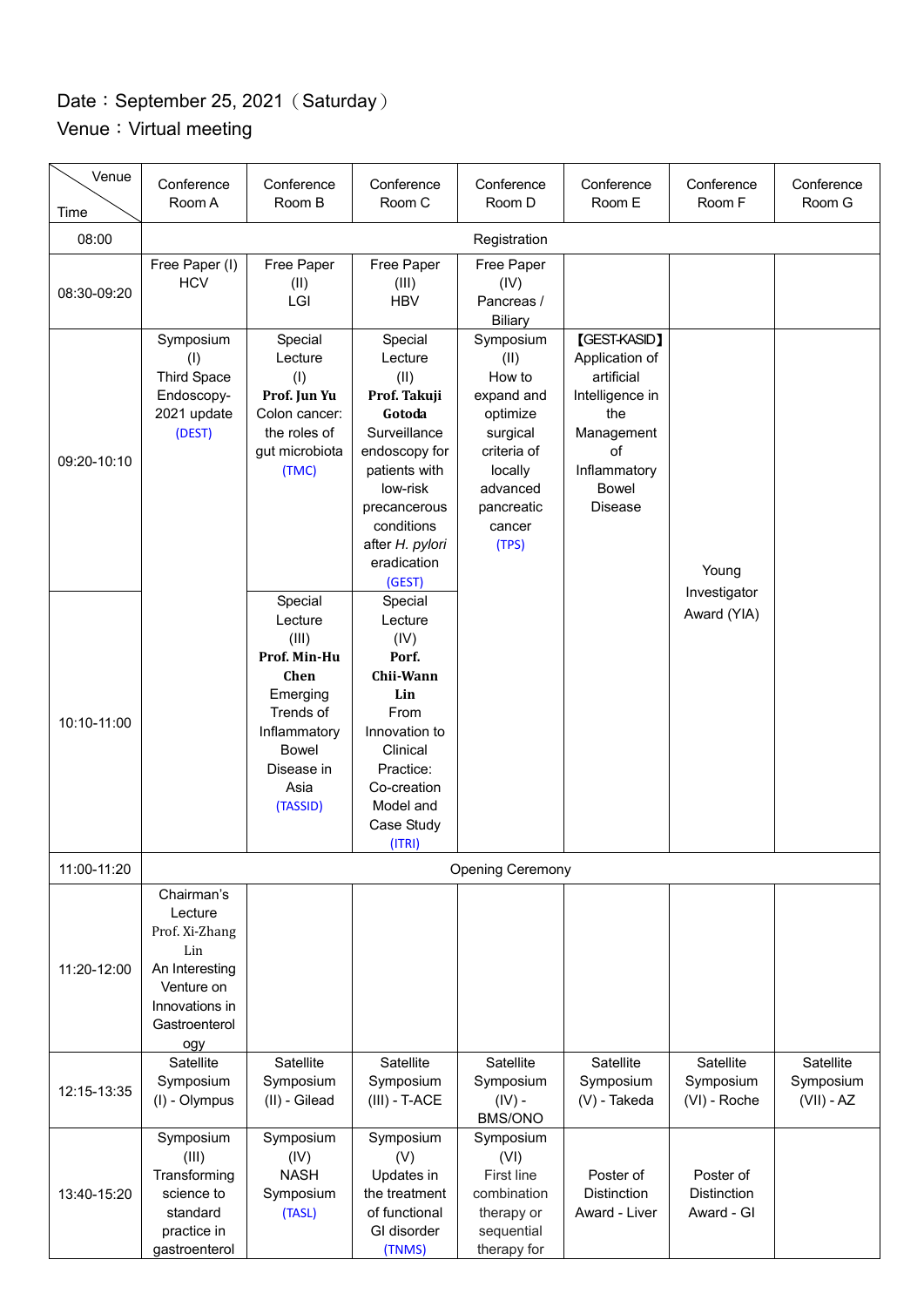Date：September 25, 2021（Saturday）

Venue：Virtual meeting

| Venue / Time | Conference Room A | Conference Room B | Conference Room C | Conference Room D | Conference Room E | Conference Room F | Conference Room G |
|---|---|---|---|---|---|---|---|
| 08:00 | Registration | | | | | | |
| 08:30-09:20 | Free Paper (I) HCV | Free Paper (II) LGI | Free Paper (III) HBV | Free Paper (IV) Pancreas / Biliary | | | |
| 09:20-10:10 | Symposium (I) Third Space Endoscopy-2021 update (DEST) | Special Lecture (I) **Prof. Jun Yu** Colon cancer: the roles of gut microbiota (TMC) | Special Lecture (II) **Prof. Takuji Gotoda** Surveillance endoscopy for patients with low-risk precancerous conditions after *H. pylori* eradication (GEST) | Symposium (II) How to expand and optimize surgical criteria of locally advanced pancreatic cancer (TPS) | 【GEST-KASID】 Application of artificial Intelligence in the Management of Inflammatory Bowel Disease | Young Investigator Award (YIA) | |
| 10:10-11:00 | | Special Lecture (III) **Prof. Min-Hu Chen** Emerging Trends of Inflammatory Bowel Disease in Asia (TASSID) | Special Lecture (IV) **Porf. Chii-Wann Lin** From Innovation to Clinical Practice: Co-creation Model and Case Study (ITRI) | | | | |
| 11:00-11:20 | Opening Ceremony | | | | | | |
| 11:20-12:00 | Chairman's Lecture Prof. Xi-Zhang Lin An Interesting Venture on Innovations in Gastroenterology | | | | | | |
| 12:15-13:35 | Satellite Symposium (I) - Olympus | Satellite Symposium (II) - Gilead | Satellite Symposium (III) - T-ACE | Satellite Symposium (IV) - BMS/ONO | Satellite Symposium (V) - Takeda | Satellite Symposium (VI) - Roche | Satellite Symposium (VII) - AZ |
| 13:40-15:20 | Symposium (III) Transforming science to standard practice in gastroenterol | Symposium (IV) NASH Symposium (TASL) | Symposium (V) Updates in the treatment of functional GI disorder (TNMS) | Symposium (VI) First line combination therapy or sequential therapy for | Poster of Distinction Award - Liver | Poster of Distinction Award - GI | |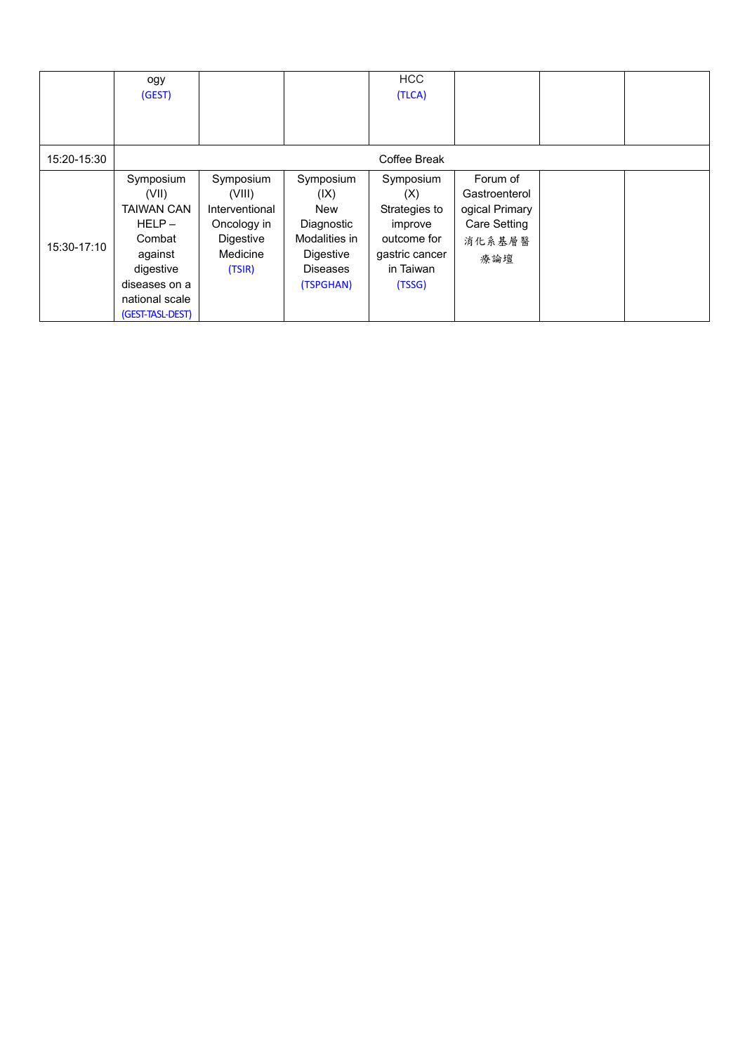| | | | | | | | |
|---|---|---|---|---|---|---|---|
| | ogy (GEST) | | | HCC (TLCA) | | | |
| 15:20-15:30 | Coffee Break | | | | | | |
| 15:30-17:10 | Symposium (VII) TAIWAN CAN HELP – Combat against digestive diseases on a national scale (GEST-TASL-DEST) | Symposium (VIII) Interventional Oncology in Digestive Medicine (TSIR) | Symposium (IX) New Diagnostic Modalities in Digestive Diseases (TSPGHAN) | Symposium (X) Strategies to improve outcome for gastric cancer in Taiwan (TSSG) | Forum of Gastroenterological Primary Care Setting 消化系基層醫療論壇 | | |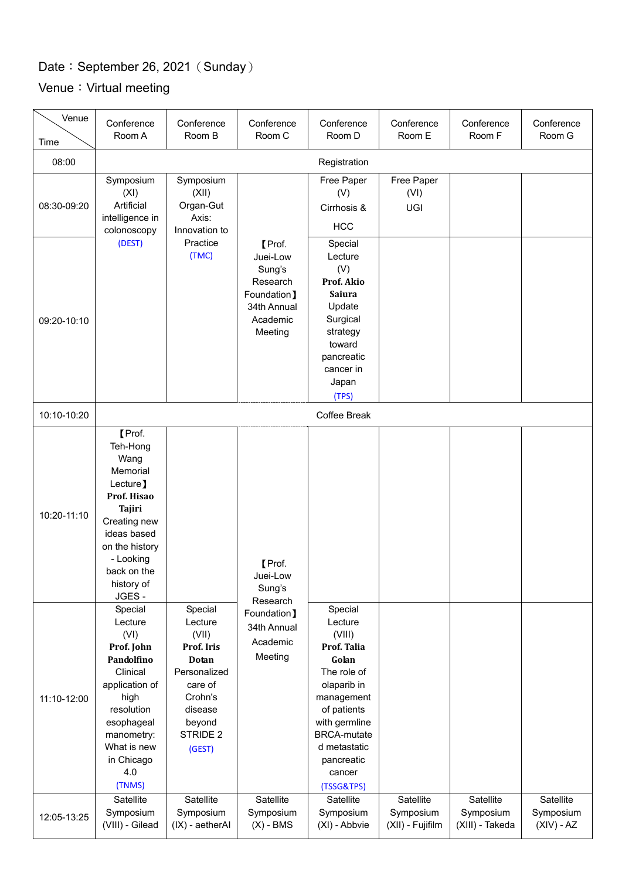Date：September 26, 2021（Sunday）

Venue：Virtual meeting

| Time \ Venue | Conference Room A | Conference Room B | Conference Room C | Conference Room D | Conference Room E | Conference Room F | Conference Room G |
|---|---|---|---|---|---|---|---|
| 08:00 | Registration | | | | | | |
| 08:30-09:20 | Symposium (XI) Artificial intelligence in colonoscopy (DEST) | Symposium (XII) Organ-Gut Axis: Innovation to Practice (TMC) | 【Prof. Juei-Low Sung's Research Foundation】 34th Annual Academic Meeting | Free Paper (V) Cirrhosis & HCC | Free Paper (VI) UGI | | |
| 09:20-10:10 | | | | Special Lecture (V) **Prof. Akio Saiura** Update Surgical strategy toward pancreatic cancer in Japan (TPS) | | | |
| 10:10-10:20 | Coffee Break | | | | | | |
| 10:20-11:10 | 【Prof. Teh-Hong Wang Memorial Lecture】 **Prof. Hisao Tajiri** Creating new ideas based on the history - Looking back on the history of JGES - | | 【Prof. Juei-Low Sung's Research Foundation】 34th Annual Academic Meeting | | | | |
| 11:10-12:00 | Special Lecture (VI) **Prof. John Pandolfino** Clinical application of high resolution esophageal manometry: What is new in Chicago 4.0 (TNMS) | Special Lecture (VII) **Prof. Iris Dotan** Personalized care of Crohn's disease beyond STRIDE 2 (GEST) | | Special Lecture (VIII) **Prof. Talia Golan** The role of olaparib in management of patients with germline BRCA-mutated metastatic pancreatic cancer (TSSG&TPS) | | | |
| 12:05-13:25 | Satellite Symposium (VIII) - Gilead | Satellite Symposium (IX) - aetherAI | Satellite Symposium (X) - BMS | Satellite Symposium (XI) - Abbvie | Satellite Symposium (XII) - Fujifilm | Satellite Symposium (XIII) - Takeda | Satellite Symposium (XIV) - AZ |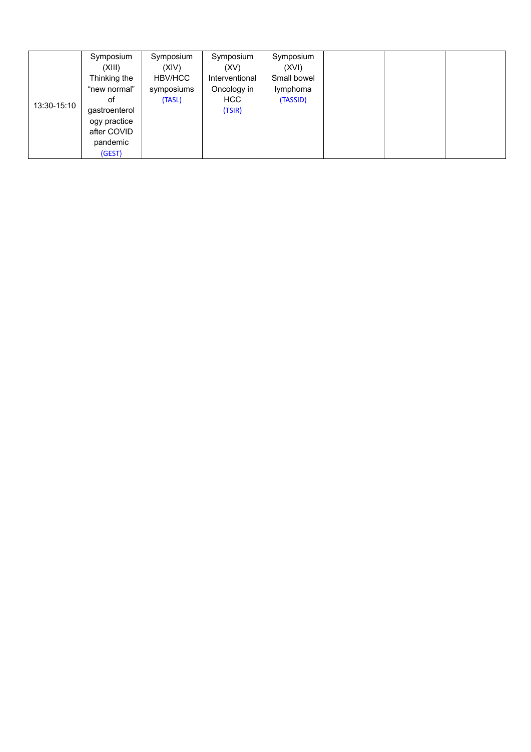| | | | | | | | |
|---|---|---|---|---|---|---|---|
| 13:30-15:10 | Symposium (XIII) Thinking the "new normal" of gastroenterology practice after COVID pandemic (GEST) | Symposium (XIV) HBV/HCC symposiums (TASL) | Symposium (XV) Interventional Oncology in HCC (TSIR) | Symposium (XVI) Small bowel lymphoma (TASSID) | | | |